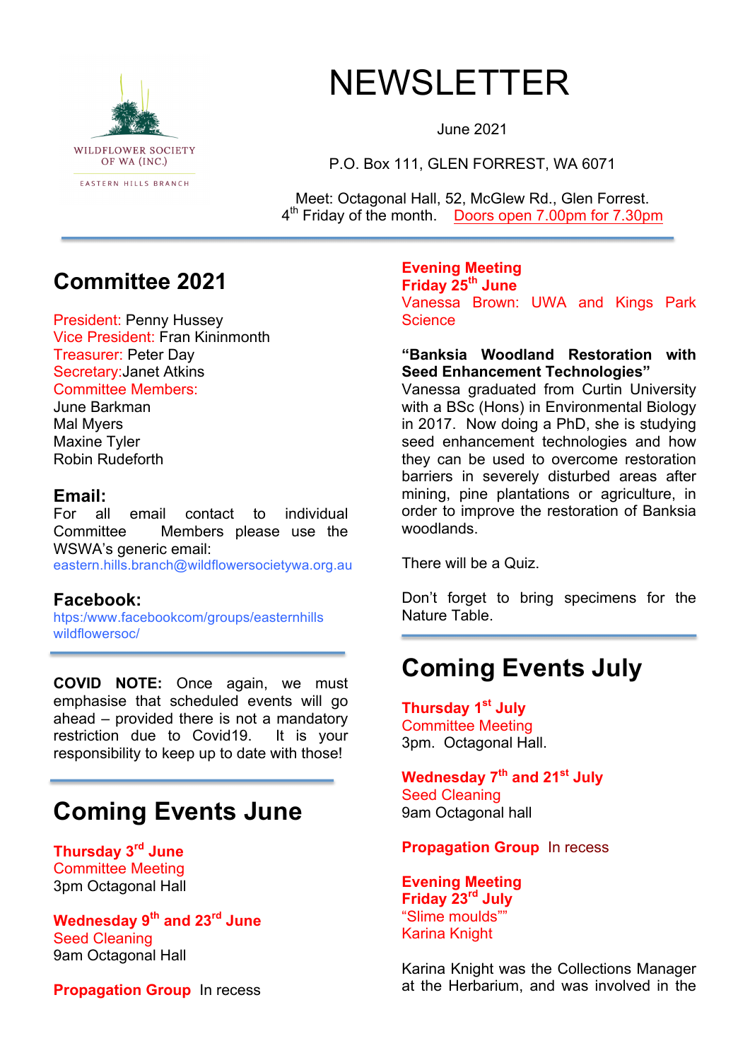WILDFLOWER SOCIETY OF WA (INC.)

EASTERN HILLS BRANCH

# NEWSLETTER

June 2021

P.O. Box 111, GLEN FORREST, WA 6071

Meet: Octagonal Hall, 52, McGlew Rd., Glen Forrest.
4th Friday of the month. Doors open 7.00pm for 7.30pm

## Committee 2021

President: Penny Hussey
Vice President: Fran Kininmonth
Treasurer: Peter Day
Secretary: Janet Atkins
Committee Members:
June Barkman
Mal Myers
Maxine Tyler
Robin Rudeforth

### Email:

For all email contact to individual Committee Members please use the WSWA's generic email:
eastern.hills.branch@wildflowersocietywa.org.au

### Facebook:

htps:/www.facebookcom/groups/easternhills wildflowersoc/

**COVID NOTE:** Once again, we must emphasise that scheduled events will go ahead – provided there is not a mandatory restriction due to Covid19. It is your responsibility to keep up to date with those!

## Coming Events June

**Thursday 3rd June**
Committee Meeting
3pm Octagonal Hall

**Wednesday 9th and 23rd June**
Seed Cleaning
9am Octagonal Hall

**Propagation Group** In recess

**Evening Meeting**
**Friday 25th June**
Vanessa Brown: UWA and Kings Park Science

**"Banksia Woodland Restoration with Seed Enhancement Technologies"**
Vanessa graduated from Curtin University with a BSc (Hons) in Environmental Biology in 2017. Now doing a PhD, she is studying seed enhancement technologies and how they can be used to overcome restoration barriers in severely disturbed areas after mining, pine plantations or agriculture, in order to improve the restoration of Banksia woodlands.

There will be a Quiz.

Don't forget to bring specimens for the Nature Table.

## Coming Events July

**Thursday 1st July**
Committee Meeting
3pm. Octagonal Hall.

**Wednesday 7th and 21st July**
Seed Cleaning
9am Octagonal hall

**Propagation Group** In recess

**Evening Meeting**
**Friday 23rd July**
"Slime moulds""
Karina Knight

Karina Knight was the Collections Manager at the Herbarium, and was involved in the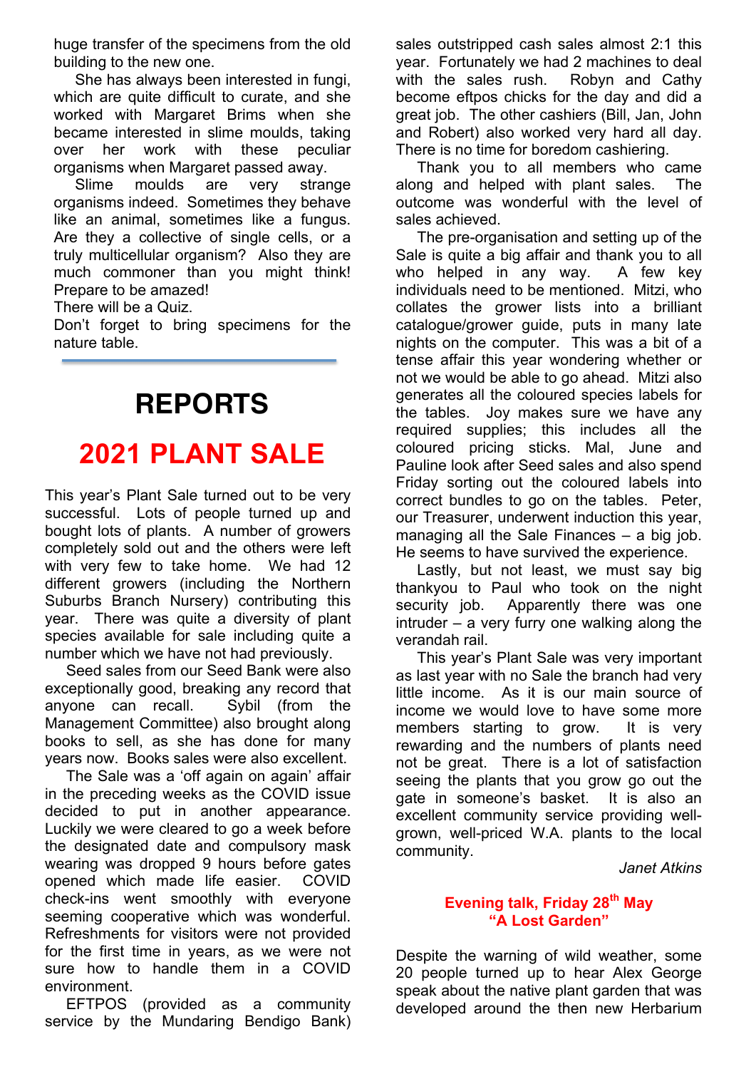huge transfer of the specimens from the old building to the new one.

She has always been interested in fungi, which are quite difficult to curate, and she worked with Margaret Brims when she became interested in slime moulds, taking over her work with these peculiar organisms when Margaret passed away.

Slime moulds are very strange organisms indeed. Sometimes they behave like an animal, sometimes like a fungus. Are they a collective of single cells, or a truly multicellular organism? Also they are much commoner than you might think! Prepare to be amazed!

There will be a Quiz.

Don't forget to bring specimens for the nature table.

# REPORTS

## 2021 PLANT SALE

This year's Plant Sale turned out to be very successful. Lots of people turned up and bought lots of plants. A number of growers completely sold out and the others were left with very few to take home. We had 12 different growers (including the Northern Suburbs Branch Nursery) contributing this year. There was quite a diversity of plant species available for sale including quite a number which we have not had previously.

Seed sales from our Seed Bank were also exceptionally good, breaking any record that anyone can recall. Sybil (from the Management Committee) also brought along books to sell, as she has done for many years now. Books sales were also excellent.

The Sale was a 'off again on again' affair in the preceding weeks as the COVID issue decided to put in another appearance. Luckily we were cleared to go a week before the designated date and compulsory mask wearing was dropped 9 hours before gates opened which made life easier. COVID check-ins went smoothly with everyone seeming cooperative which was wonderful. Refreshments for visitors were not provided for the first time in years, as we were not sure how to handle them in a COVID environment.

EFTPOS (provided as a community service by the Mundaring Bendigo Bank) sales outstripped cash sales almost 2:1 this year. Fortunately we had 2 machines to deal with the sales rush. Robyn and Cathy become eftpos chicks for the day and did a great job. The other cashiers (Bill, Jan, John and Robert) also worked very hard all day. There is no time for boredom cashiering.

Thank you to all members who came along and helped with plant sales. The outcome was wonderful with the level of sales achieved.

The pre-organisation and setting up of the Sale is quite a big affair and thank you to all who helped in any way. A few key individuals need to be mentioned. Mitzi, who collates the grower lists into a brilliant catalogue/grower guide, puts in many late nights on the computer. This was a bit of a tense affair this year wondering whether or not we would be able to go ahead. Mitzi also generates all the coloured species labels for the tables. Joy makes sure we have any required supplies; this includes all the coloured pricing sticks. Mal, June and Pauline look after Seed sales and also spend Friday sorting out the coloured labels into correct bundles to go on the tables. Peter, our Treasurer, underwent induction this year, managing all the Sale Finances – a big job. He seems to have survived the experience.

Lastly, but not least, we must say big thankyou to Paul who took on the night security job. Apparently there was one intruder – a very furry one walking along the verandah rail.

This year's Plant Sale was very important as last year with no Sale the branch had very little income. As it is our main source of income we would love to have some more members starting to grow. It is very rewarding and the numbers of plants need not be great. There is a lot of satisfaction seeing the plants that you grow go out the gate in someone's basket. It is also an excellent community service providing well-grown, well-priced W.A. plants to the local community.

*Janet Atkins*

### Evening talk, Friday 28th May "A Lost Garden"

Despite the warning of wild weather, some 20 people turned up to hear Alex George speak about the native plant garden that was developed around the then new Herbarium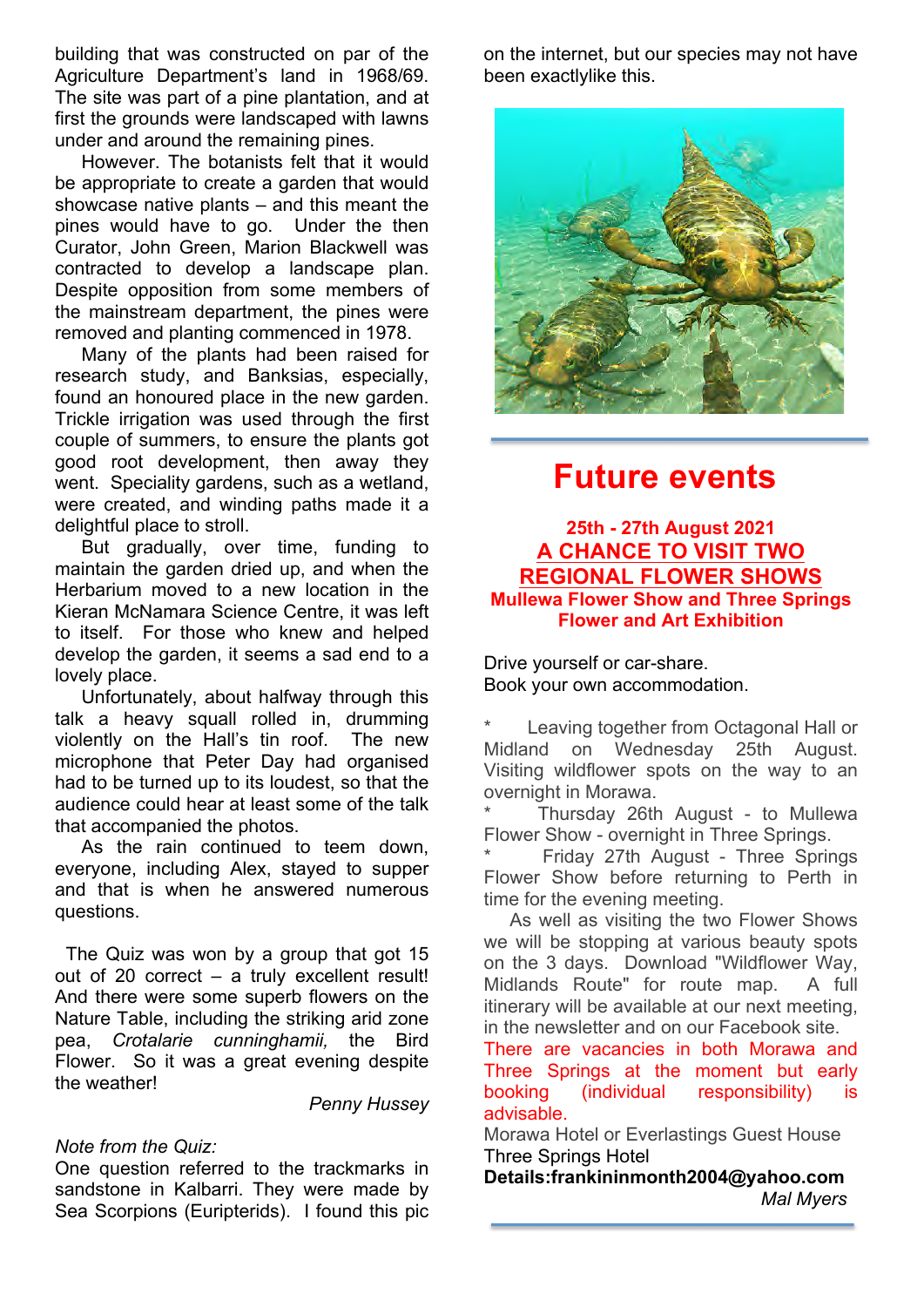building that was constructed on par of the Agriculture Department's land in 1968/69. The site was part of a pine plantation, and at first the grounds were landscaped with lawns under and around the remaining pines.

However. The botanists felt that it would be appropriate to create a garden that would showcase native plants – and this meant the pines would have to go. Under the then Curator, John Green, Marion Blackwell was contracted to develop a landscape plan. Despite opposition from some members of the mainstream department, the pines were removed and planting commenced in 1978.

Many of the plants had been raised for research study, and Banksias, especially, found an honoured place in the new garden. Trickle irrigation was used through the first couple of summers, to ensure the plants got good root development, then away they went. Speciality gardens, such as a wetland, were created, and winding paths made it a delightful place to stroll.

But gradually, over time, funding to maintain the garden dried up, and when the Herbarium moved to a new location in the Kieran McNamara Science Centre, it was left to itself. For those who knew and helped develop the garden, it seems a sad end to a lovely place.

Unfortunately, about halfway through this talk a heavy squall rolled in, drumming violently on the Hall's tin roof. The new microphone that Peter Day had organised had to be turned up to its loudest, so that the audience could hear at least some of the talk that accompanied the photos.

As the rain continued to teem down, everyone, including Alex, stayed to supper and that is when he answered numerous questions.

The Quiz was won by a group that got 15 out of 20 correct – a truly excellent result! And there were some superb flowers on the Nature Table, including the striking arid zone pea, *Crotalarie cunninghamii,* the Bird Flower. So it was a great evening despite the weather!

*Penny Hussey*

*Note from the Quiz:*

One question referred to the trackmarks in sandstone in Kalbarri. They were made by Sea Scorpions (Euripterids). I found this pic on the internet, but our species may not have been exactlylike this.

# Future events

**25th - 27th August 2021**

**A CHANCE TO VISIT TWO REGIONAL FLOWER SHOWS**

**Mullewa Flower Show and Three Springs Flower and Art Exhibition**

Drive yourself or car-share.
Book your own accommodation.

* Leaving together from Octagonal Hall or Midland on Wednesday 25th August. Visiting wildflower spots on the way to an overnight in Morawa.
* Thursday 26th August - to Mullewa Flower Show - overnight in Three Springs.
* Friday 27th August - Three Springs Flower Show before returning to Perth in time for the evening meeting.

As well as visiting the two Flower Shows we will be stopping at various beauty spots on the 3 days. Download "Wildflower Way, Midlands Route" for route map. A full itinerary will be available at our next meeting, in the newsletter and on our Facebook site.

There are vacancies in both Morawa and Three Springs at the moment but early booking (individual responsibility) is advisable.

Morawa Hotel or Everlastings Guest House
Three Springs Hotel
**Details:frankininmonth2004@yahoo.com**

*Mal Myers*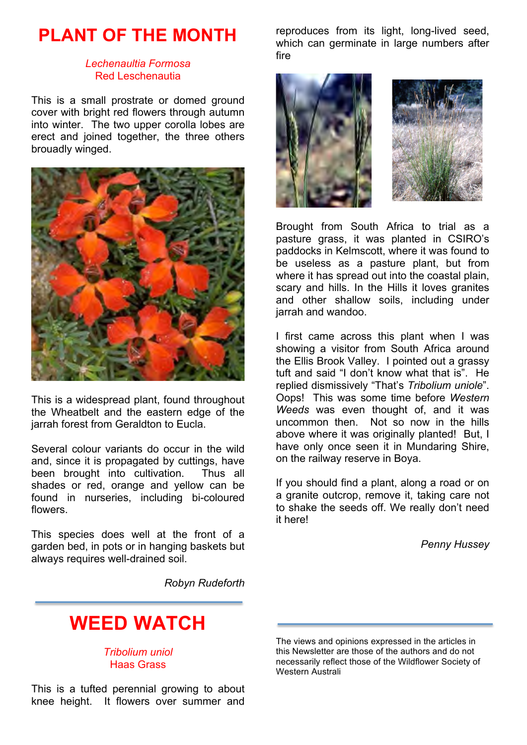# PLANT OF THE MONTH

*Lechenaultia Formosa*
Red Leschenautia

This is a small prostrate or domed ground cover with bright red flowers through autumn into winter. The two upper corolla lobes are erect and joined together, the three others brouadly winged.

This is a widespread plant, found throughout the Wheatbelt and the eastern edge of the jarrah forest from Geraldton to Eucla.

Several colour variants do occur in the wild and, since it is propagated by cuttings, have been brought into cultivation. Thus all shades or red, orange and yellow can be found in nurseries, including bi-coloured flowers.

This species does well at the front of a garden bed, in pots or in hanging baskets but always requires well-drained soil.

*Robyn Rudeforth*

# WEED WATCH

*Tribolium uniol*
Haas Grass

This is a tufted perennial growing to about knee height. It flowers over summer and reproduces from its light, long-lived seed, which can germinate in large numbers after fire

Brought from South Africa to trial as a pasture grass, it was planted in CSIRO's paddocks in Kelmscott, where it was found to be useless as a pasture plant, but from where it has spread out into the coastal plain, scary and hills. In the Hills it loves granites and other shallow soils, including under jarrah and wandoo.

I first came across this plant when I was showing a visitor from South Africa around the Ellis Brook Valley. I pointed out a grassy tuft and said "I don't know what that is". He replied dismissively "That's *Tribolium uniole*". Oops! This was some time before *Western Weeds* was even thought of, and it was uncommon then. Not so now in the hills above where it was originally planted! But, I have only once seen it in Mundaring Shire, on the railway reserve in Boya.

If you should find a plant, along a road or on a granite outcrop, remove it, taking care not to shake the seeds off. We really don't need it here!

*Penny Hussey*

---

The views and opinions expressed in the articles in this Newsletter are those of the authors and do not necessarily reflect those of the Wildflower Society of Western Australi